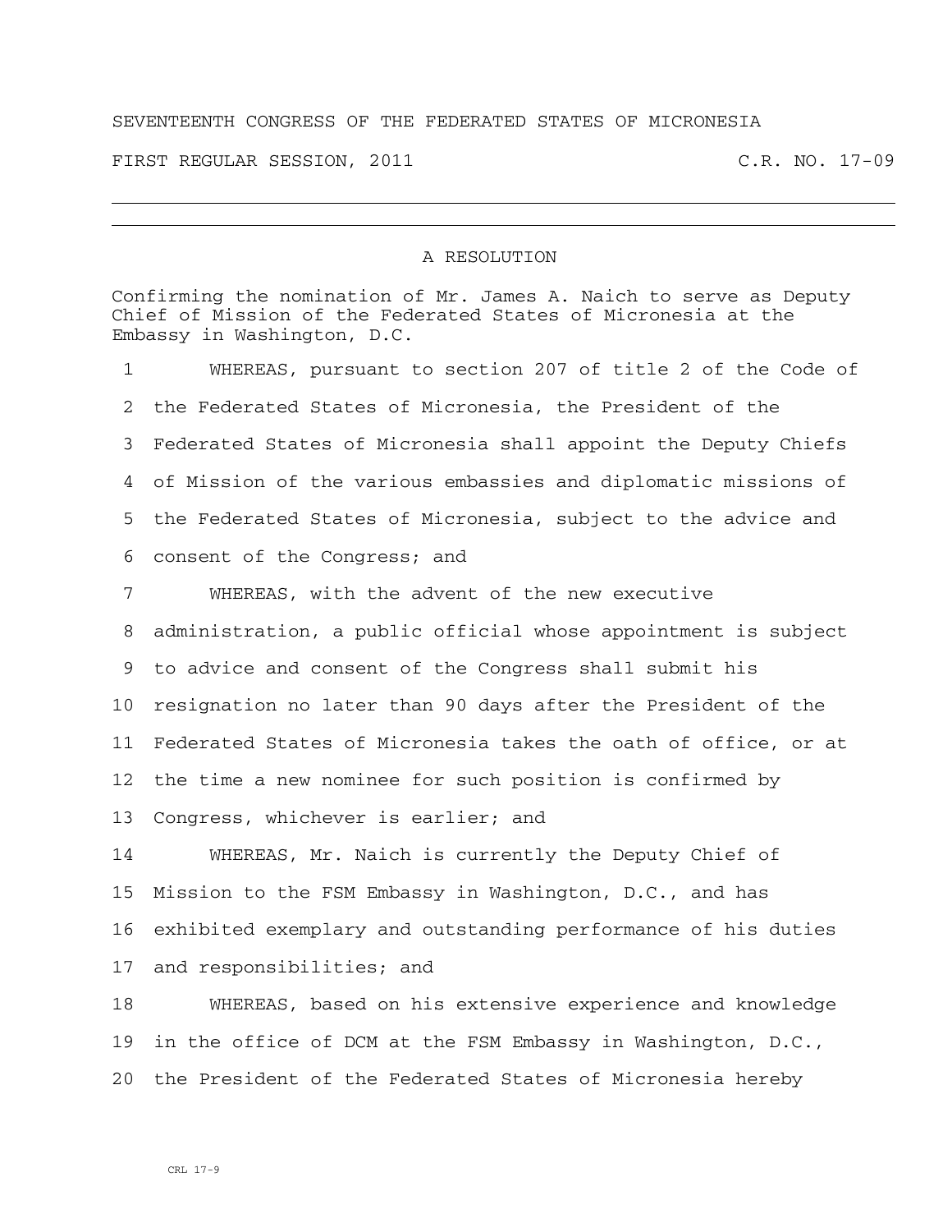SEVENTEENTH CONGRESS OF THE FEDERATED STATES OF MICRONESIA

FIRST REGULAR SESSION, 2011 C.R. NO. 17-09

---

## A RESOLUTION

Confirming the nomination of Mr. James A. Naich to serve as Deputy Chief of Mission of the Federated States of Micronesia at the Embassy in Washington, D.C.

WHEREAS, pursuant to section 207 of title 2 of the Code of the Federated States of Micronesia, the President of the Federated States of Micronesia shall appoint the Deputy Chiefs of Mission of the various embassies and diplomatic missions of the Federated States of Micronesia, subject to the advice and consent of the Congress; and

WHEREAS, with the advent of the new executive administration, a public official whose appointment is subject to advice and consent of the Congress shall submit his resignation no later than 90 days after the President of the Federated States of Micronesia takes the oath of office, or at the time a new nominee for such position is confirmed by Congress, whichever is earlier; and

WHEREAS, Mr. Naich is currently the Deputy Chief of Mission to the FSM Embassy in Washington, D.C., and has exhibited exemplary and outstanding performance of his duties and responsibilities; and

WHEREAS, based on his extensive experience and knowledge in the office of DCM at the FSM Embassy in Washington, D.C., the President of the Federated States of Micronesia hereby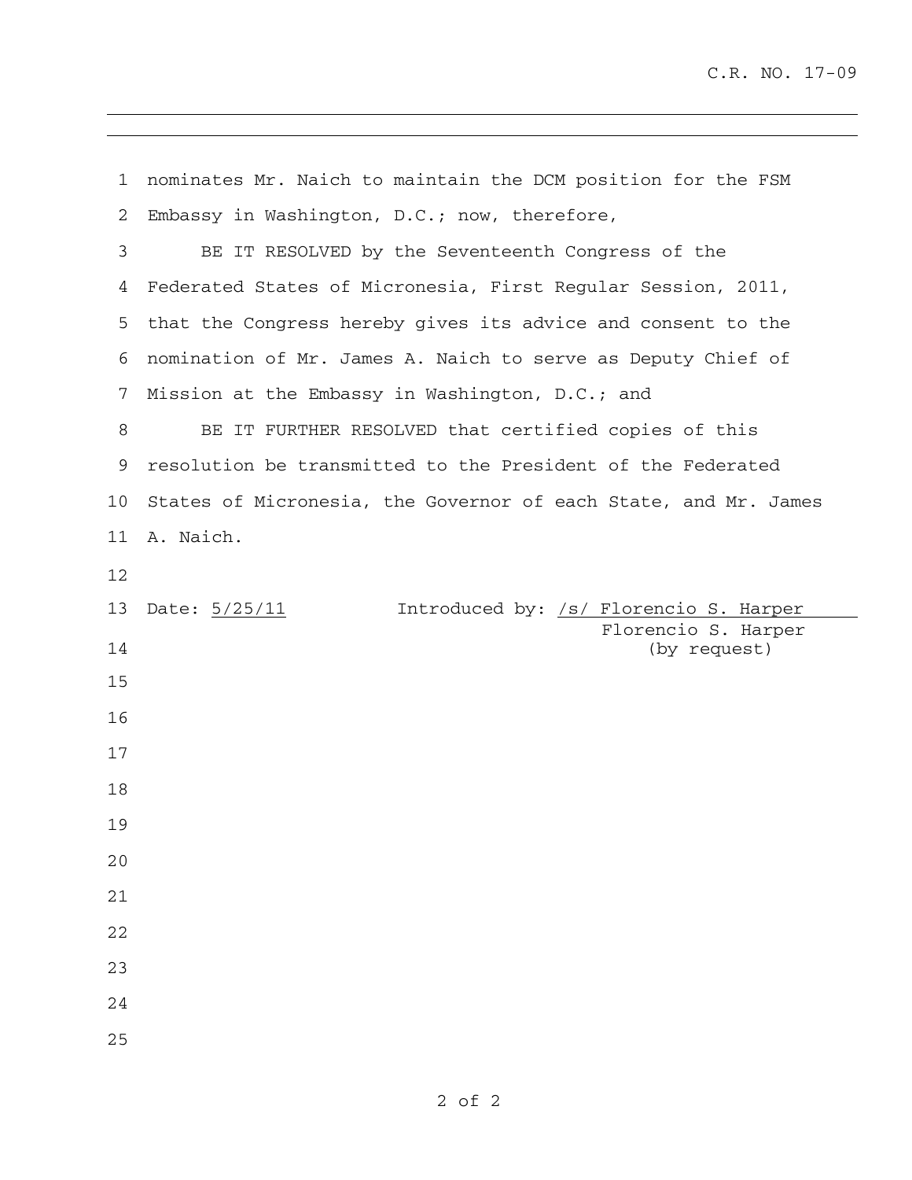nominates Mr. Naich to maintain the DCM position for the FSM Embassy in Washington, D.C.; now, therefore,

BE IT RESOLVED by the Seventeenth Congress of the Federated States of Micronesia, First Regular Session, 2011, that the Congress hereby gives its advice and consent to the nomination of Mr. James A. Naich to serve as Deputy Chief of Mission at the Embassy in Washington, D.C.; and

BE IT FURTHER RESOLVED that certified copies of this resolution be transmitted to the President of the Federated States of Micronesia, the Governor of each State, and Mr. James A. Naich.

Date: 5/25/11

Introduced by: /s/ Florencio S. Harper
Florencio S. Harper
(by request)